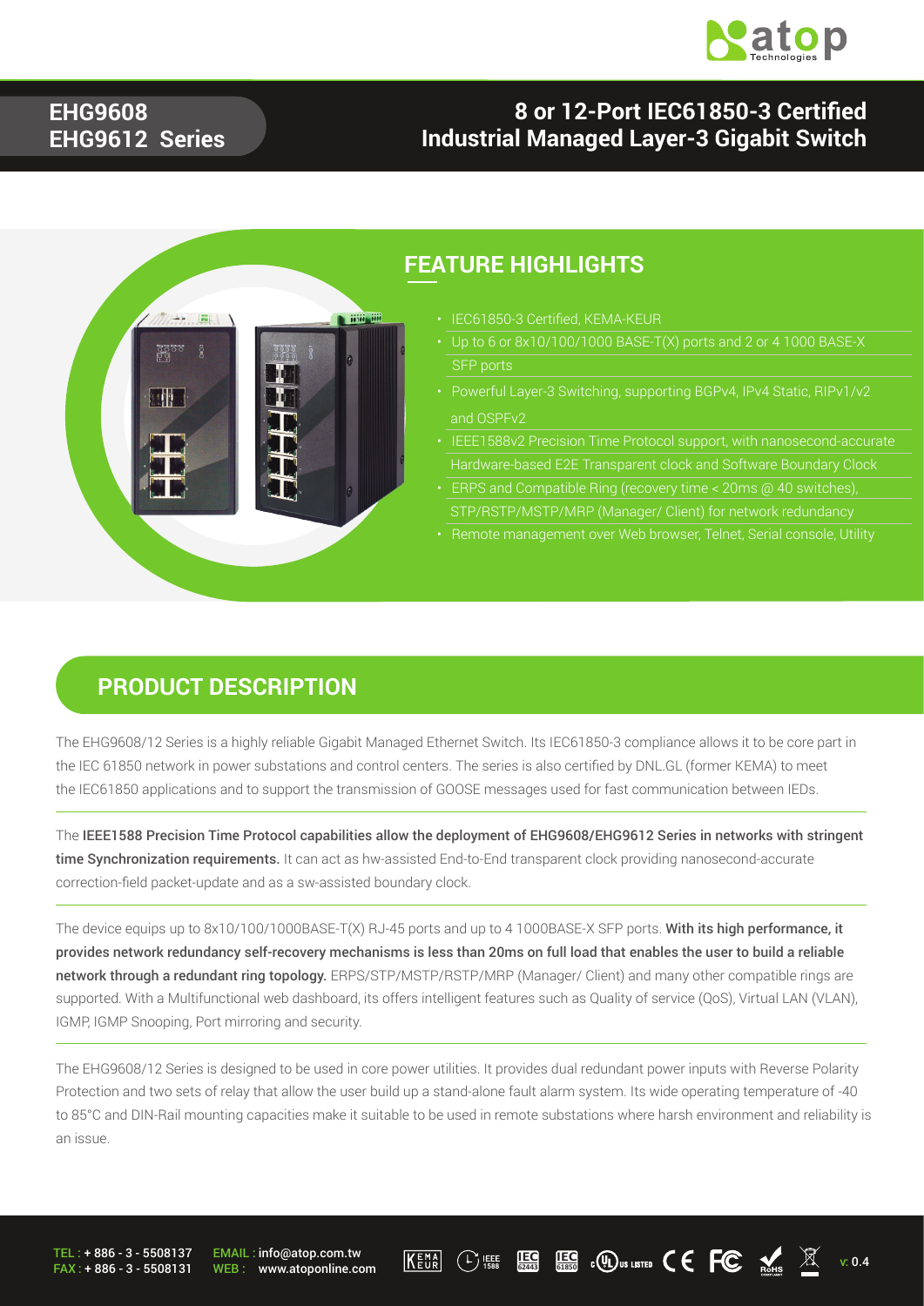# EHG9608 EHG9612 Series

## 8 or 12-Port IEC61850-3 Certified Industrial Managed Layer-3 Gigabit Switch

## FEATURE HIGHLIGHTS

- IEC61850-3 Certified, KEMA-KEUR
- Up to 6 or 8x10/100/1000 BASE-T(X) ports and 2 or 4 1000 BASE-X SFP ports
- Powerful Layer-3 Switching, supporting BGPv4, IPv4 Static, RIPv1/v2 and OSPFv2
- IEEE1588v2 Precision Time Protocol support, with nanosecond-accurate Hardware-based E2E Transparent clock and Software Boundary Clock
- ERPS and Compatible Ring (recovery time < 20ms @ 40 switches), STP/RSTP/MSTP/MRP (Manager/ Client) for network redundancy
- Remote management over Web browser, Telnet, Serial console, Utility

## PRODUCT DESCRIPTION

The EHG9608/12 Series is a highly reliable Gigabit Managed Ethernet Switch. Its IEC61850-3 compliance allows it to be core part in the IEC 61850 network in power substations and control centers. The series is also certified by DNL.GL (former KEMA) to meet the IEC61850 applications and to support the transmission of GOOSE messages used for fast communication between IEDs.

The **IEEE1588 Precision Time Protocol capabilities allow the deployment of EHG9608/EHG9612 Series in networks with stringent time Synchronization requirements.** It can act as hw-assisted End-to-End transparent clock providing nanosecond-accurate correction-field packet-update and as a sw-assisted boundary clock.

The device equips up to 8x10/100/1000BASE-T(X) RJ-45 ports and up to 4 1000BASE-X SFP ports. **With its high performance, it provides network redundancy self-recovery mechanisms is less than 20ms on full load that enables the user to build a reliable network through a redundant ring topology.** ERPS/STP/MSTP/RSTP/MRP (Manager/ Client) and many other compatible rings are supported. With a Multifunctional web dashboard, its offers intelligent features such as Quality of service (QoS), Virtual LAN (VLAN), IGMP, IGMP Snooping, Port mirroring and security.

The EHG9608/12 Series is designed to be used in core power utilities. It provides dual redundant power inputs with Reverse Polarity Protection and two sets of relay that allow the user build up a stand-alone fault alarm system. Its wide operating temperature of -40 to 85°C and DIN-Rail mounting capacities make it suitable to be used in remote substations where harsh environment and reliability is an issue.

TEL : + 886 - 3 - 5508137
FAX : + 886 - 3 - 5508131
EMAIL : info@atop.com.tw
WEB : www.atoponline.com

v: 0.4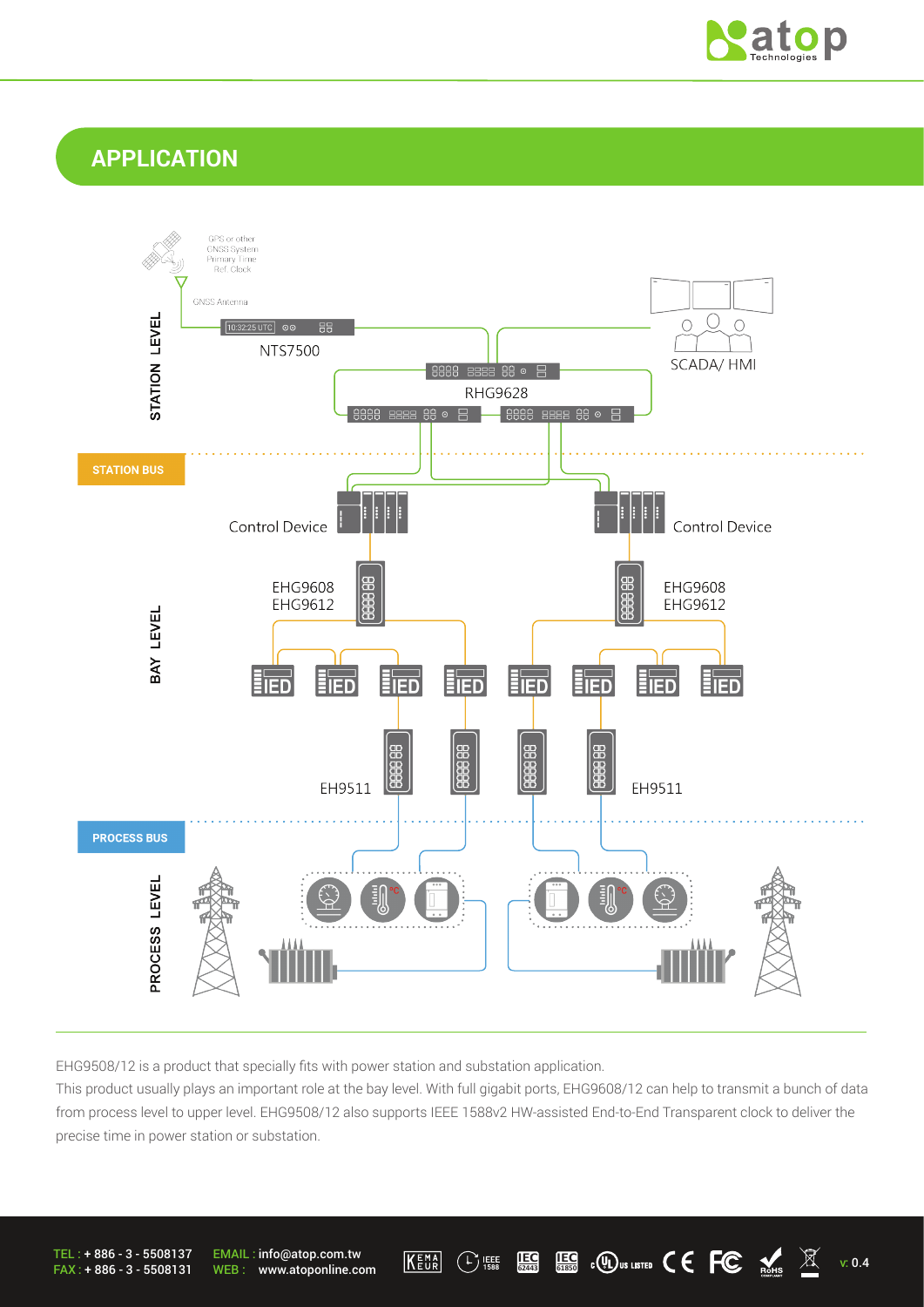## APPLICATION

GPS or other GNSS System Primary Time Ref. Clock

GNSS Antenna

NTS7500

SCADA/ HMI

RHG9628

STATION LEVEL

STATION BUS

Control Device

Control Device

EHG9608
EHG9612

EHG9608
EHG9612

BAY LEVEL

IED IED IED IED IED IED IED IED

EH9511

EH9511

PROCESS BUS

PROCESS LEVEL

EHG9508/12 is a product that specially fits with power station and substation application.
This product usually plays an important role at the bay level. With full gigabit ports, EHG9608/12 can help to transmit a bunch of data from process level to upper level. EHG9508/12 also supports IEEE 1588v2 HW-assisted End-to-End Transparent clock to deliver the precise time in power station or substation.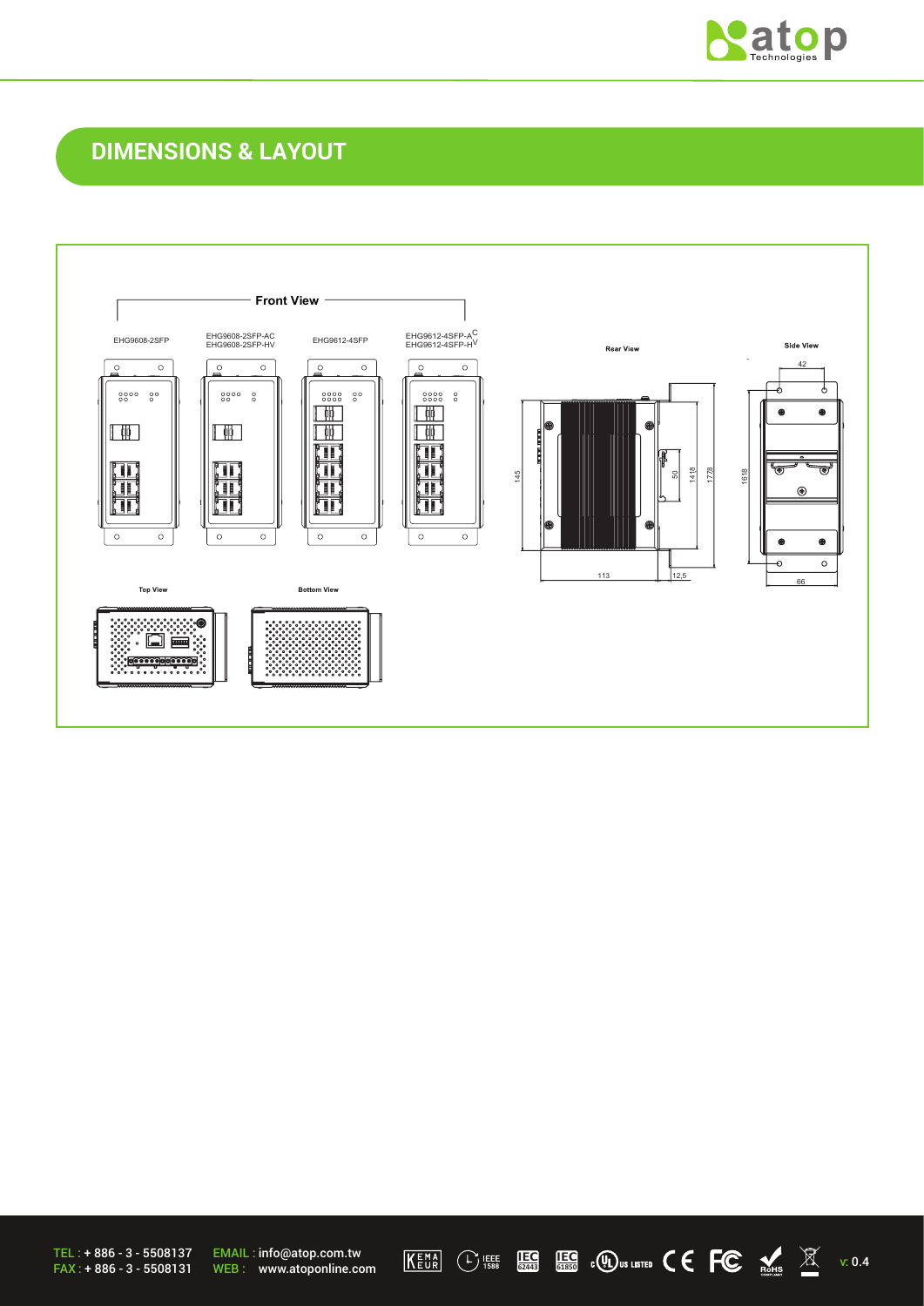## DIMENSIONS & LAYOUT

Front View

EHG9608-2SFP

EHG9608-2SFP-AC
EHG9608-2SFP-HV

EHG9612-4SFP

EHG9612-4SFP-AC
EHG9612-4SFP-HV

Rear View

145

50

1418

1778

113

12,5

Side View

42

1618

66

Top View

Bottom View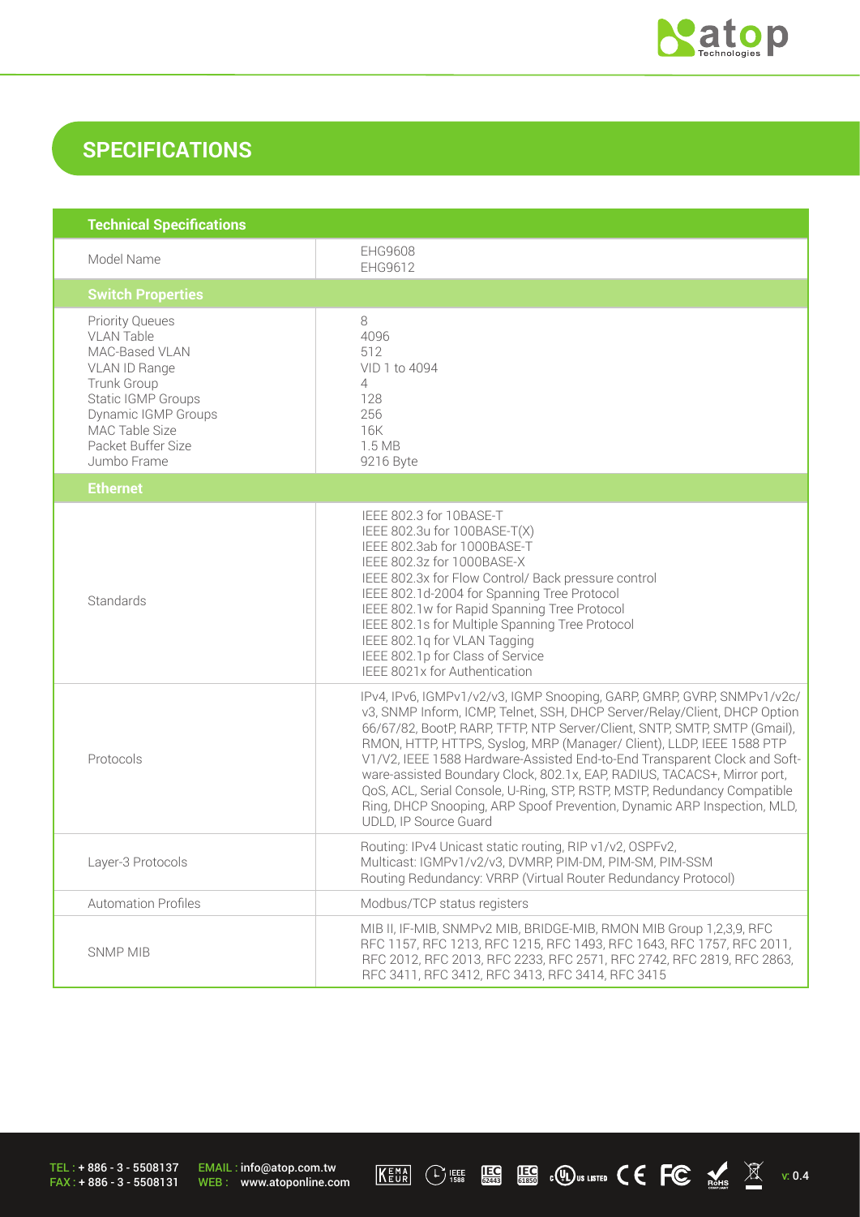## SPECIFICATIONS

| Technical Specifications | |
|---|---|
| Model Name | EHG9608<br>EHG9612 |
| **Switch Properties** | |
| Priority Queues<br>VLAN Table<br>MAC-Based VLAN<br>VLAN ID Range<br>Trunk Group<br>Static IGMP Groups<br>Dynamic IGMP Groups<br>MAC Table Size<br>Packet Buffer Size<br>Jumbo Frame | 8<br>4096<br>512<br>VID 1 to 4094<br>4<br>128<br>256<br>16K<br>1.5 MB<br>9216 Byte |
| **Ethernet** | |
| Standards | IEEE 802.3 for 10BASE-T<br>IEEE 802.3u for 100BASE-T(X)<br>IEEE 802.3ab for 1000BASE-T<br>IEEE 802.3z for 1000BASE-X<br>IEEE 802.3x for Flow Control/ Back pressure control<br>IEEE 802.1d-2004 for Spanning Tree Protocol<br>IEEE 802.1w for Rapid Spanning Tree Protocol<br>IEEE 802.1s for Multiple Spanning Tree Protocol<br>IEEE 802.1q for VLAN Tagging<br>IEEE 802.1p for Class of Service<br>IEEE 8021x for Authentication |
| Protocols | IPv4, IPv6, IGMPv1/v2/v3, IGMP Snooping, GARP, GMRP, GVRP, SNMPv1/v2c/v3, SNMP Inform, ICMP, Telnet, SSH, DHCP Server/Relay/Client, DHCP Option 66/67/82, BootP, RARP, TFTP, NTP Server/Client, SNTP, SMTP, SMTP (Gmail), RMON, HTTP, HTTPS, Syslog, MRP (Manager/ Client), LLDP, IEEE 1588 PTP V1/V2, IEEE 1588 Hardware-Assisted End-to-End Transparent Clock and Software-assisted Boundary Clock, 802.1x, EAP, RADIUS, TACACS+, Mirror port, QoS, ACL, Serial Console, U-Ring, STP, RSTP, MSTP, Redundancy Compatible Ring, DHCP Snooping, ARP Spoof Prevention, Dynamic ARP Inspection, MLD, UDLD, IP Source Guard |
| Layer-3 Protocols | Routing: IPv4 Unicast static routing, RIP v1/v2, OSPFv2,<br>Multicast: IGMPv1/v2/v3, DVMRP, PIM-DM, PIM-SM, PIM-SSM<br>Routing Redundancy: VRRP (Virtual Router Redundancy Protocol) |
| Automation Profiles | Modbus/TCP status registers |
| SNMP MIB | MIB II, IF-MIB, SNMPv2 MIB, BRIDGE-MIB, RMON MIB Group 1,2,3,9, RFC RFC 1157, RFC 1213, RFC 1215, RFC 1493, RFC 1643, RFC 1757, RFC 2011, RFC 2012, RFC 2013, RFC 2233, RFC 2571, RFC 2742, RFC 2819, RFC 2863, RFC 3411, RFC 3412, RFC 3413, RFC 3414, RFC 3415 |

TEL : + 886 - 3 - 5508137
FAX : + 886 - 3 - 5508131
EMAIL : info@atop.com.tw
WEB : www.atoponline.com
v: 0.4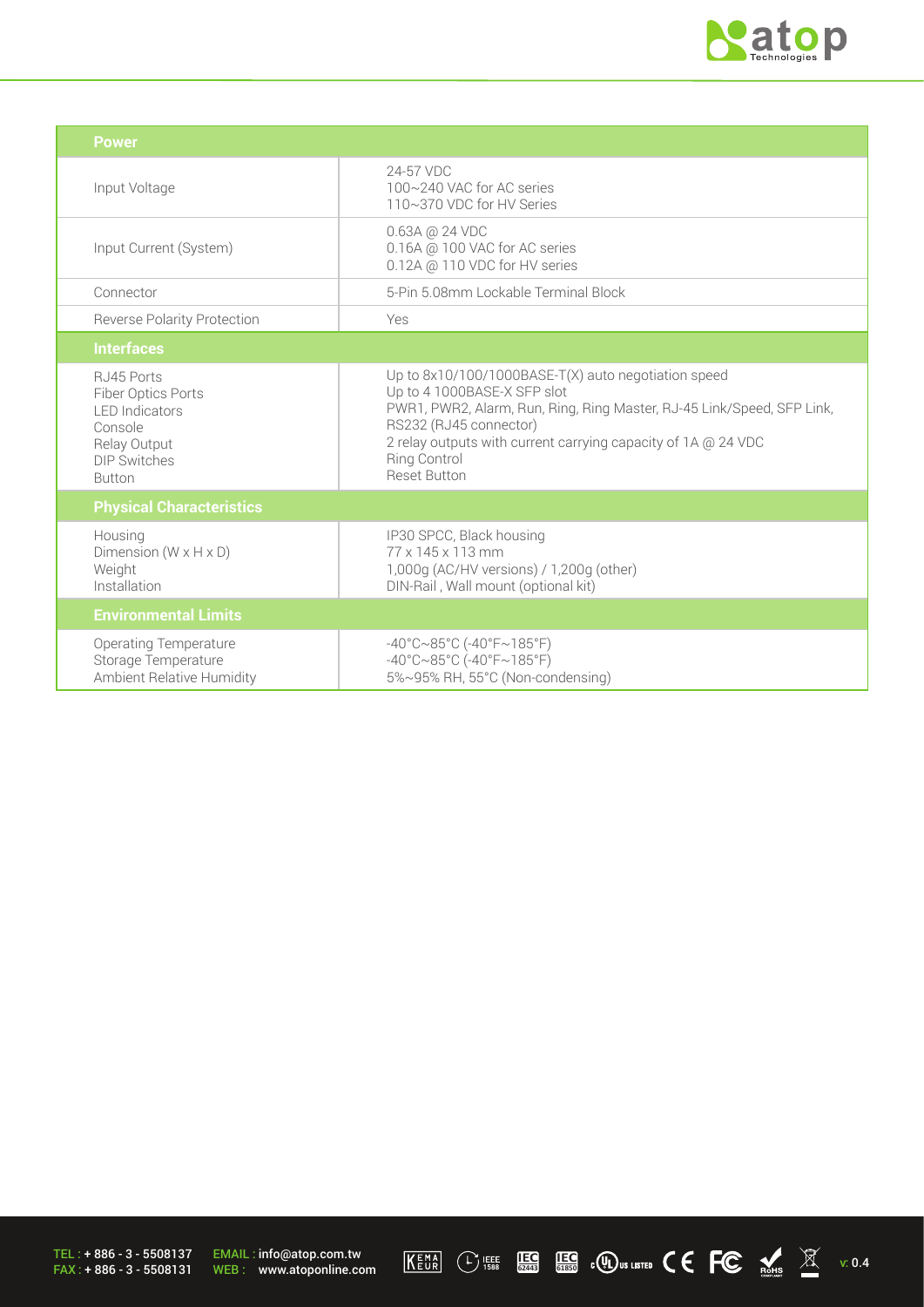| | |
|---|---|
| **Power** | |
| Input Voltage | 24-57 VDC<br>100~240 VAC for AC series<br>110~370 VDC for HV Series |
| Input Current (System) | 0.63A @ 24 VDC<br>0.16A @ 100 VAC for AC series<br>0.12A @ 110 VDC for HV series |
| Connector | 5-Pin 5.08mm Lockable Terminal Block |
| Reverse Polarity Protection | Yes |
| **Interfaces** | |
| RJ45 Ports<br>Fiber Optics Ports<br>LED Indicators<br>Console<br>Relay Output<br>DIP Switches<br>Button | Up to 8x10/100/1000BASE-T(X) auto negotiation speed<br>Up to 4 1000BASE-X SFP slot<br>PWR1, PWR2, Alarm, Run, Ring, Ring Master, RJ-45 Link/Speed, SFP Link,<br>RS232 (RJ45 connector)<br>2 relay outputs with current carrying capacity of 1A @ 24 VDC<br>Ring Control<br>Reset Button |
| **Physical Characteristics** | |
| Housing<br>Dimension (W x H x D)<br>Weight<br>Installation | IP30 SPCC, Black housing<br>77 x 145 x 113 mm<br>1,000g (AC/HV versions) / 1,200g (other)<br>DIN-Rail , Wall mount (optional kit) |
| **Environmental Limits** | |
| Operating Temperature<br>Storage Temperature<br>Ambient Relative Humidity | -40°C~85°C (-40°F~185°F)<br>-40°C~85°C (-40°F~185°F)<br>5%~95% RH, 55°C (Non-condensing) |

TEL : + 886 - 3 - 5508137 EMAIL : info@atop.com.tw
FAX : + 886 - 3 - 5508131 WEB : www.atoponline.com

v: 0.4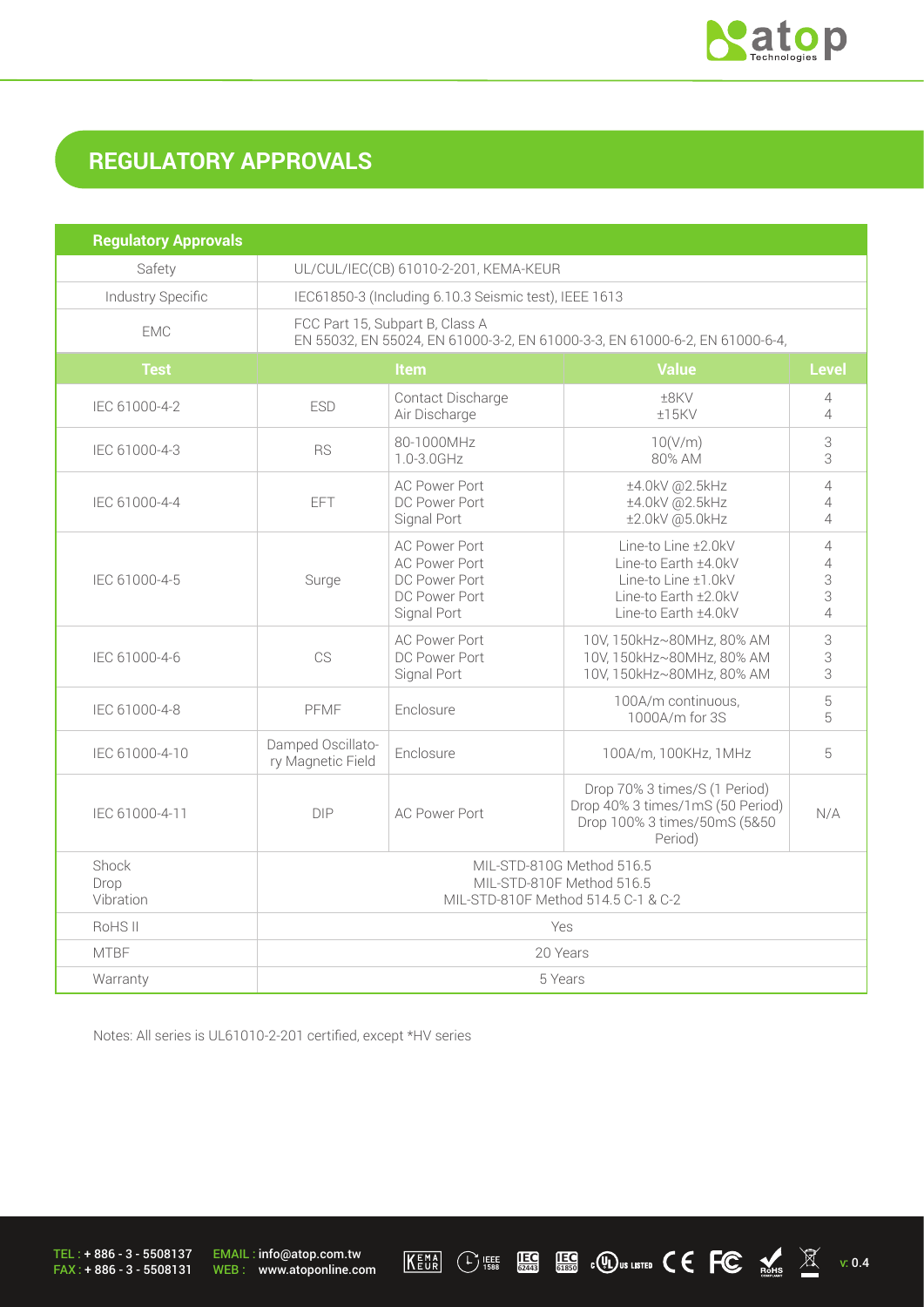## REGULATORY APPROVALS

| Regulatory Approvals | | | | |
|---|---|---|---|---|
| Safety | UL/CUL/IEC(CB) 61010-2-201, KEMA-KEUR | | | |
| Industry Specific | IEC61850-3 (Including 6.10.3 Seismic test), IEEE 1613 | | | |
| EMC | FCC Part 15, Subpart B, Class A<br>EN 55032, EN 55024, EN 61000-3-2, EN 61000-3-3, EN 61000-6-2, EN 61000-6-4, | | | |
| **Test** | **Item** | | **Value** | **Level** |
| IEC 61000-4-2 | ESD | Contact Discharge<br>Air Discharge | ±8KV<br>±15KV | 4<br>4 |
| IEC 61000-4-3 | RS | 80-1000MHz<br>1.0-3.0GHz | 10(V/m)<br>80% AM | 3<br>3 |
| IEC 61000-4-4 | EFT | AC Power Port<br>DC Power Port<br>Signal Port | ±4.0kV @2.5kHz<br>±4.0kV @2.5kHz<br>±2.0kV @5.0kHz | 4<br>4<br>4 |
| IEC 61000-4-5 | Surge | AC Power Port<br>AC Power Port<br>DC Power Port<br>DC Power Port<br>Signal Port | Line-to Line ±2.0kV<br>Line-to Earth ±4.0kV<br>Line-to Line ±1.0kV<br>Line-to Earth ±2.0kV<br>Line-to Earth ±4.0kV | 4<br>4<br>3<br>3<br>4 |
| IEC 61000-4-6 | CS | AC Power Port<br>DC Power Port<br>Signal Port | 10V, 150kHz~80MHz, 80% AM<br>10V, 150kHz~80MHz, 80% AM<br>10V, 150kHz~80MHz, 80% AM | 3<br>3<br>3 |
| IEC 61000-4-8 | PFMF | Enclosure | 100A/m continuous,<br>1000A/m for 3S | 5<br>5 |
| IEC 61000-4-10 | Damped Oscillatory Magnetic Field | Enclosure | 100A/m, 100KHz, 1MHz | 5 |
| IEC 61000-4-11 | DIP | AC Power Port | Drop 70% 3 times/S (1 Period)<br>Drop 40% 3 times/1mS (50 Period)<br>Drop 100% 3 times/50mS (5&50 Period) | N/A |
| Shock<br>Drop<br>Vibration | MIL-STD-810G Method 516.5<br>MIL-STD-810F Method 516.5<br>MIL-STD-810F Method 514.5 C-1 & C-2 | | | |
| RoHS II | Yes | | | |
| MTBF | 20 Years | | | |
| Warranty | 5 Years | | | |

Notes: All series is UL61010-2-201 certified, except *HV series

TEL : + 886 - 3 - 5508137 EMAIL : info@atop.com.tw
FAX : + 886 - 3 - 5508131 WEB : www.atoponline.com

v: 0.4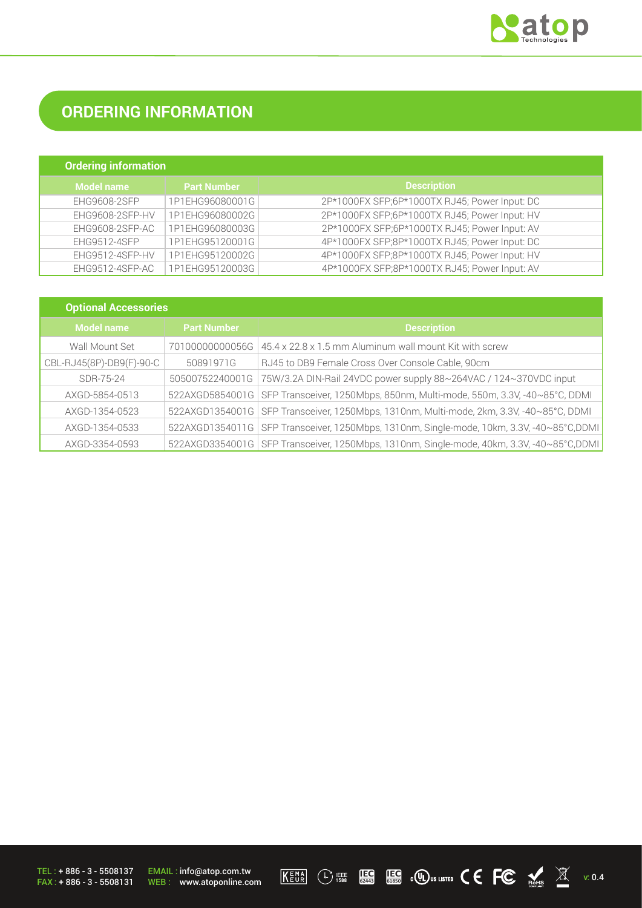# ORDERING INFORMATION

## Ordering information

| Model name | Part Number | Description |
|---|---|---|
| EHG9608-2SFP | 1P1EHG96080001G | 2P*1000FX SFP;6P*1000TX RJ45; Power Input: DC |
| EHG9608-2SFP-HV | 1P1EHG96080002G | 2P*1000FX SFP;6P*1000TX RJ45; Power Input: HV |
| EHG9608-2SFP-AC | 1P1EHG96080003G | 2P*1000FX SFP;6P*1000TX RJ45; Power Input: AV |
| EHG9512-4SFP | 1P1EHG95120001G | 4P*1000FX SFP;8P*1000TX RJ45; Power Input: DC |
| EHG9512-4SFP-HV | 1P1EHG95120002G | 4P*1000FX SFP;8P*1000TX RJ45; Power Input: HV |
| EHG9512-4SFP-AC | 1P1EHG95120003G | 4P*1000FX SFP;8P*1000TX RJ45; Power Input: AV |

## Optional Accessories

| Model name | Part Number | Description |
|---|---|---|
| Wall Mount Set | 70100000000056G | 45.4 x 22.8 x 1.5 mm Aluminum wall mount Kit with screw |
| CBL-RJ45(8P)-DB9(F)-90-C | 50891971G | RJ45 to DB9 Female Cross Over Console Cable, 90cm |
| SDR-75-24 | 50500752240001G | 75W/3.2A DIN-Rail 24VDC power supply 88~264VAC / 124~370VDC input |
| AXGD-5854-0513 | 522AXGD5854001G | SFP Transceiver, 1250Mbps, 850nm, Multi-mode, 550m, 3.3V, -40~85°C, DDMI |
| AXGD-1354-0523 | 522AXGD1354001G | SFP Transceiver, 1250Mbps, 1310nm, Multi-mode, 2km, 3.3V, -40~85°C, DDMI |
| AXGD-1354-0533 | 522AXGD1354011G | SFP Transceiver, 1250Mbps, 1310nm, Single-mode, 10km, 3.3V, -40~85°C,DDMI |
| AXGD-3354-0593 | 522AXGD3354001G | SFP Transceiver, 1250Mbps, 1310nm, Single-mode, 40km, 3.3V, -40~85°C,DDMI |

TEL : + 886 - 3 - 5508137 EMAIL : info@atop.com.tw
FAX : + 886 - 3 - 5508131 WEB : www.atoponline.com

v: 0.4